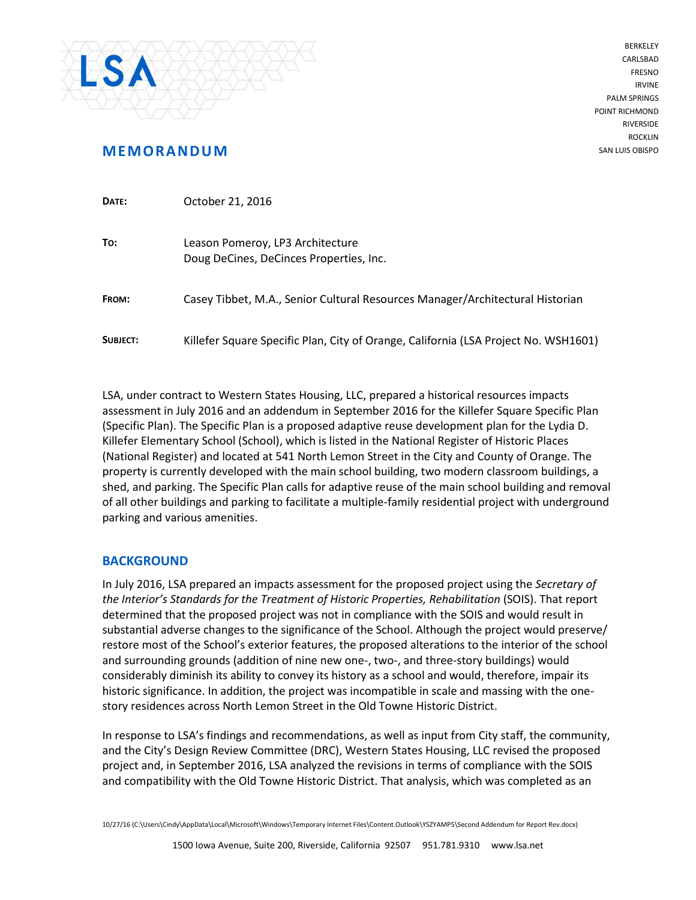LSA

BERKELEY
CARLSBAD
FRESNO
IRVINE
PALM SPRINGS
POINT RICHMOND
RIVERSIDE
ROCKLIN
SAN LUIS OBISPO

# MEMORANDUM

**DATE:** October 21, 2016

**TO:** Leason Pomeroy, LP3 Architecture
Doug DeCines, DeCinces Properties, Inc.

**FROM:** Casey Tibbet, M.A., Senior Cultural Resources Manager/Architectural Historian

**SUBJECT:** Killefer Square Specific Plan, City of Orange, California (LSA Project No. WSH1601)

LSA, under contract to Western States Housing, LLC, prepared a historical resources impacts assessment in July 2016 and an addendum in September 2016 for the Killefer Square Specific Plan (Specific Plan). The Specific Plan is a proposed adaptive reuse development plan for the Lydia D. Killefer Elementary School (School), which is listed in the National Register of Historic Places (National Register) and located at 541 North Lemon Street in the City and County of Orange. The property is currently developed with the main school building, two modern classroom buildings, a shed, and parking. The Specific Plan calls for adaptive reuse of the main school building and removal of all other buildings and parking to facilitate a multiple-family residential project with underground parking and various amenities.

## BACKGROUND

In July 2016, LSA prepared an impacts assessment for the proposed project using the *Secretary of the Interior's Standards for the Treatment of Historic Properties, Rehabilitation* (SOIS). That report determined that the proposed project was not in compliance with the SOIS and would result in substantial adverse changes to the significance of the School. Although the project would preserve/ restore most of the School's exterior features, the proposed alterations to the interior of the school and surrounding grounds (addition of nine new one-, two-, and three-story buildings) would considerably diminish its ability to convey its history as a school and would, therefore, impair its historic significance. In addition, the project was incompatible in scale and massing with the one-story residences across North Lemon Street in the Old Towne Historic District.

In response to LSA's findings and recommendations, as well as input from City staff, the community, and the City's Design Review Committee (DRC), Western States Housing, LLC revised the proposed project and, in September 2016, LSA analyzed the revisions in terms of compliance with the SOIS and compatibility with the Old Towne Historic District. That analysis, which was completed as an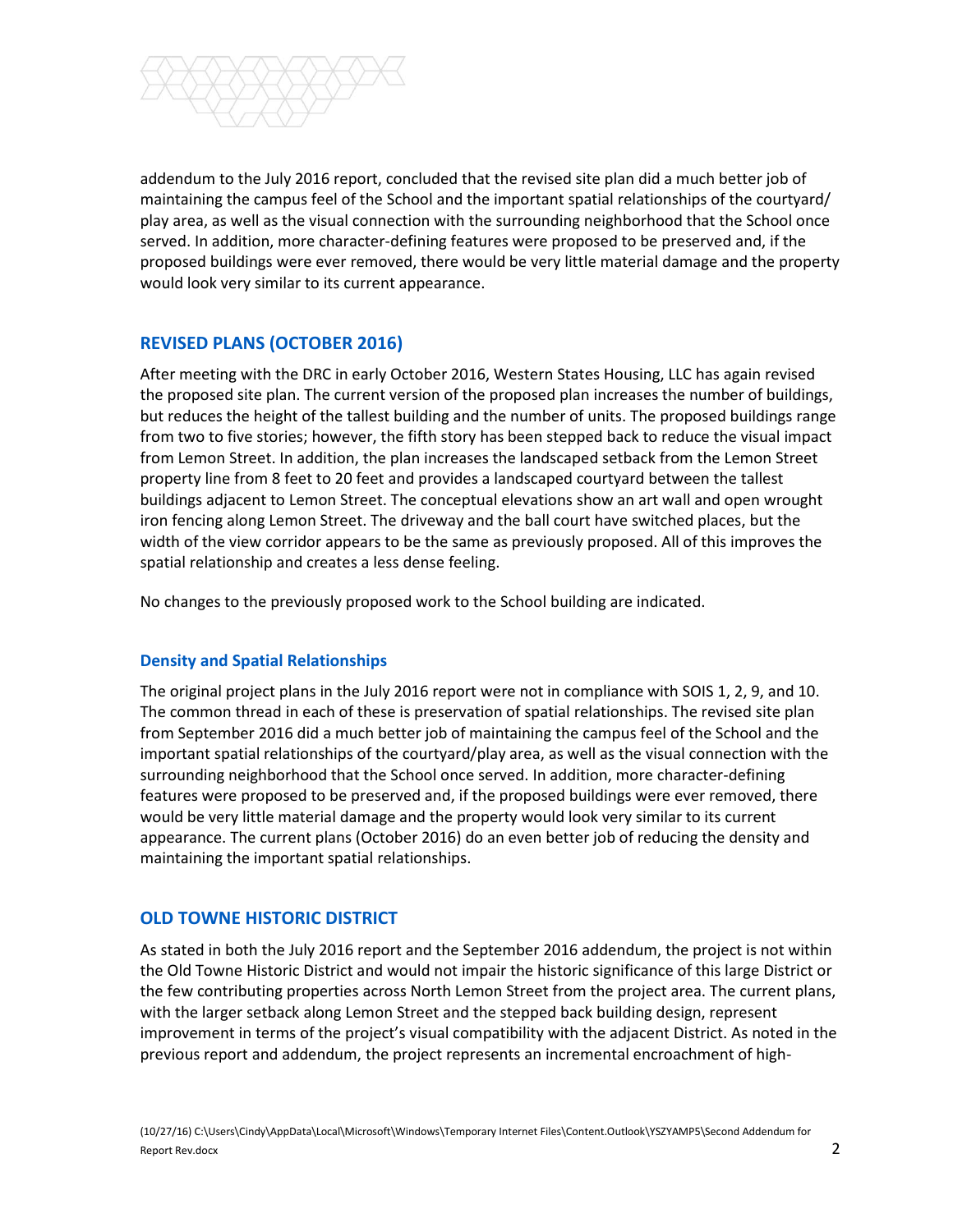addendum to the July 2016 report, concluded that the revised site plan did a much better job of maintaining the campus feel of the School and the important spatial relationships of the courtyard/ play area, as well as the visual connection with the surrounding neighborhood that the School once served. In addition, more character-defining features were proposed to be preserved and, if the proposed buildings were ever removed, there would be very little material damage and the property would look very similar to its current appearance.

## REVISED PLANS (OCTOBER 2016)

After meeting with the DRC in early October 2016, Western States Housing, LLC has again revised the proposed site plan. The current version of the proposed plan increases the number of buildings, but reduces the height of the tallest building and the number of units. The proposed buildings range from two to five stories; however, the fifth story has been stepped back to reduce the visual impact from Lemon Street. In addition, the plan increases the landscaped setback from the Lemon Street property line from 8 feet to 20 feet and provides a landscaped courtyard between the tallest buildings adjacent to Lemon Street. The conceptual elevations show an art wall and open wrought iron fencing along Lemon Street. The driveway and the ball court have switched places, but the width of the view corridor appears to be the same as previously proposed. All of this improves the spatial relationship and creates a less dense feeling.

No changes to the previously proposed work to the School building are indicated.

### Density and Spatial Relationships

The original project plans in the July 2016 report were not in compliance with SOIS 1, 2, 9, and 10. The common thread in each of these is preservation of spatial relationships. The revised site plan from September 2016 did a much better job of maintaining the campus feel of the School and the important spatial relationships of the courtyard/play area, as well as the visual connection with the surrounding neighborhood that the School once served. In addition, more character-defining features were proposed to be preserved and, if the proposed buildings were ever removed, there would be very little material damage and the property would look very similar to its current appearance. The current plans (October 2016) do an even better job of reducing the density and maintaining the important spatial relationships.

## OLD TOWNE HISTORIC DISTRICT

As stated in both the July 2016 report and the September 2016 addendum, the project is not within the Old Towne Historic District and would not impair the historic significance of this large District or the few contributing properties across North Lemon Street from the project area. The current plans, with the larger setback along Lemon Street and the stepped back building design, represent improvement in terms of the project's visual compatibility with the adjacent District. As noted in the previous report and addendum, the project represents an incremental encroachment of high-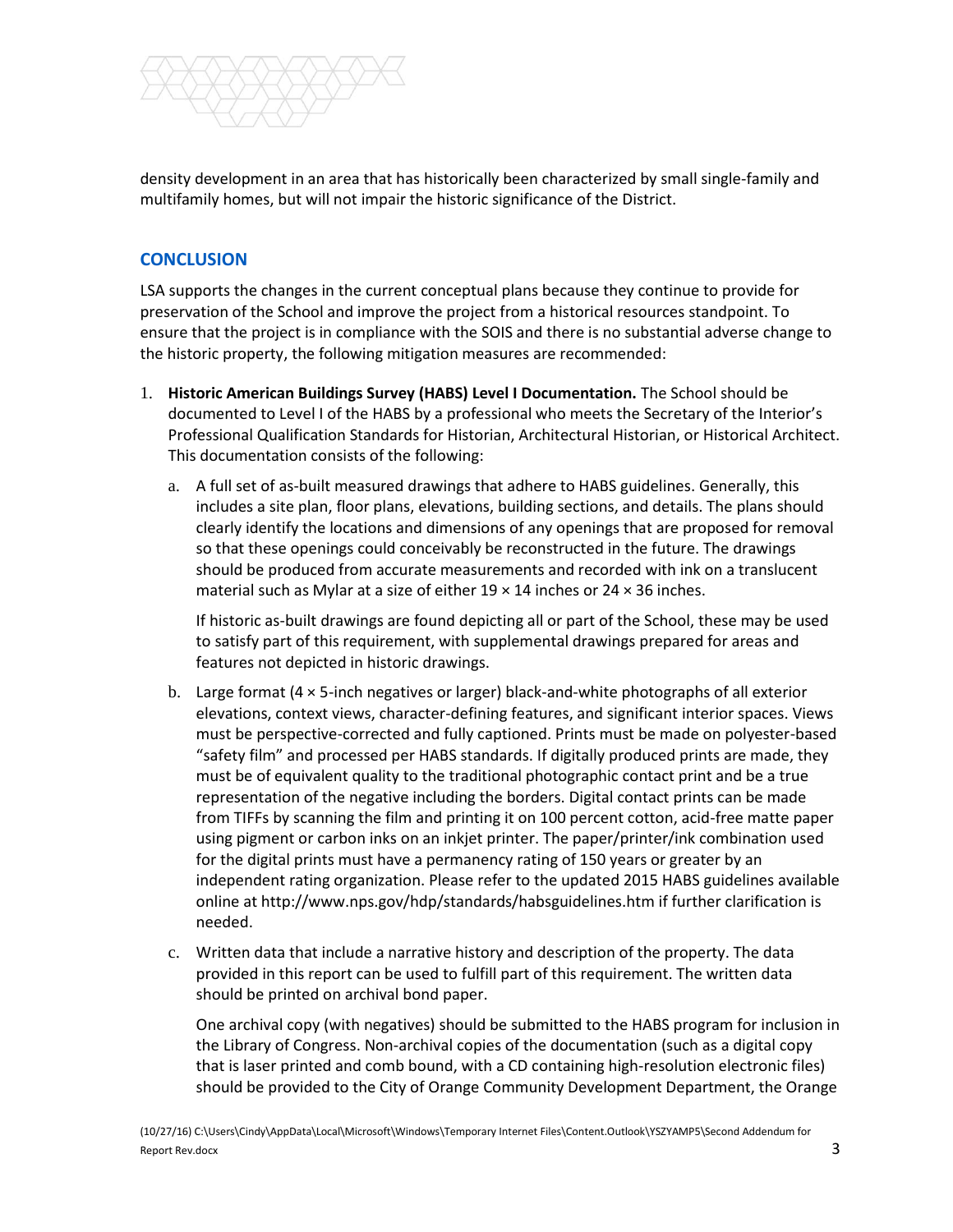density development in an area that has historically been characterized by small single-family and multifamily homes, but will not impair the historic significance of the District.

## CONCLUSION

LSA supports the changes in the current conceptual plans because they continue to provide for preservation of the School and improve the project from a historical resources standpoint. To ensure that the project is in compliance with the SOIS and there is no substantial adverse change to the historic property, the following mitigation measures are recommended:

1. **Historic American Buildings Survey (HABS) Level I Documentation.** The School should be documented to Level I of the HABS by a professional who meets the Secretary of the Interior's Professional Qualification Standards for Historian, Architectural Historian, or Historical Architect. This documentation consists of the following:

   a. A full set of as-built measured drawings that adhere to HABS guidelines. Generally, this includes a site plan, floor plans, elevations, building sections, and details. The plans should clearly identify the locations and dimensions of any openings that are proposed for removal so that these openings could conceivably be reconstructed in the future. The drawings should be produced from accurate measurements and recorded with ink on a translucent material such as Mylar at a size of either 19 × 14 inches or 24 × 36 inches.

      If historic as-built drawings are found depicting all or part of the School, these may be used to satisfy part of this requirement, with supplemental drawings prepared for areas and features not depicted in historic drawings.

   b. Large format (4 × 5-inch negatives or larger) black-and-white photographs of all exterior elevations, context views, character-defining features, and significant interior spaces. Views must be perspective-corrected and fully captioned. Prints must be made on polyester-based "safety film" and processed per HABS standards. If digitally produced prints are made, they must be of equivalent quality to the traditional photographic contact print and be a true representation of the negative including the borders. Digital contact prints can be made from TIFFs by scanning the film and printing it on 100 percent cotton, acid-free matte paper using pigment or carbon inks on an inkjet printer. The paper/printer/ink combination used for the digital prints must have a permanency rating of 150 years or greater by an independent rating organization. Please refer to the updated 2015 HABS guidelines available online at http://www.nps.gov/hdp/standards/habsguidelines.htm if further clarification is needed.

   c. Written data that include a narrative history and description of the property. The data provided in this report can be used to fulfill part of this requirement. The written data should be printed on archival bond paper.

      One archival copy (with negatives) should be submitted to the HABS program for inclusion in the Library of Congress. Non-archival copies of the documentation (such as a digital copy that is laser printed and comb bound, with a CD containing high-resolution electronic files) should be provided to the City of Orange Community Development Department, the Orange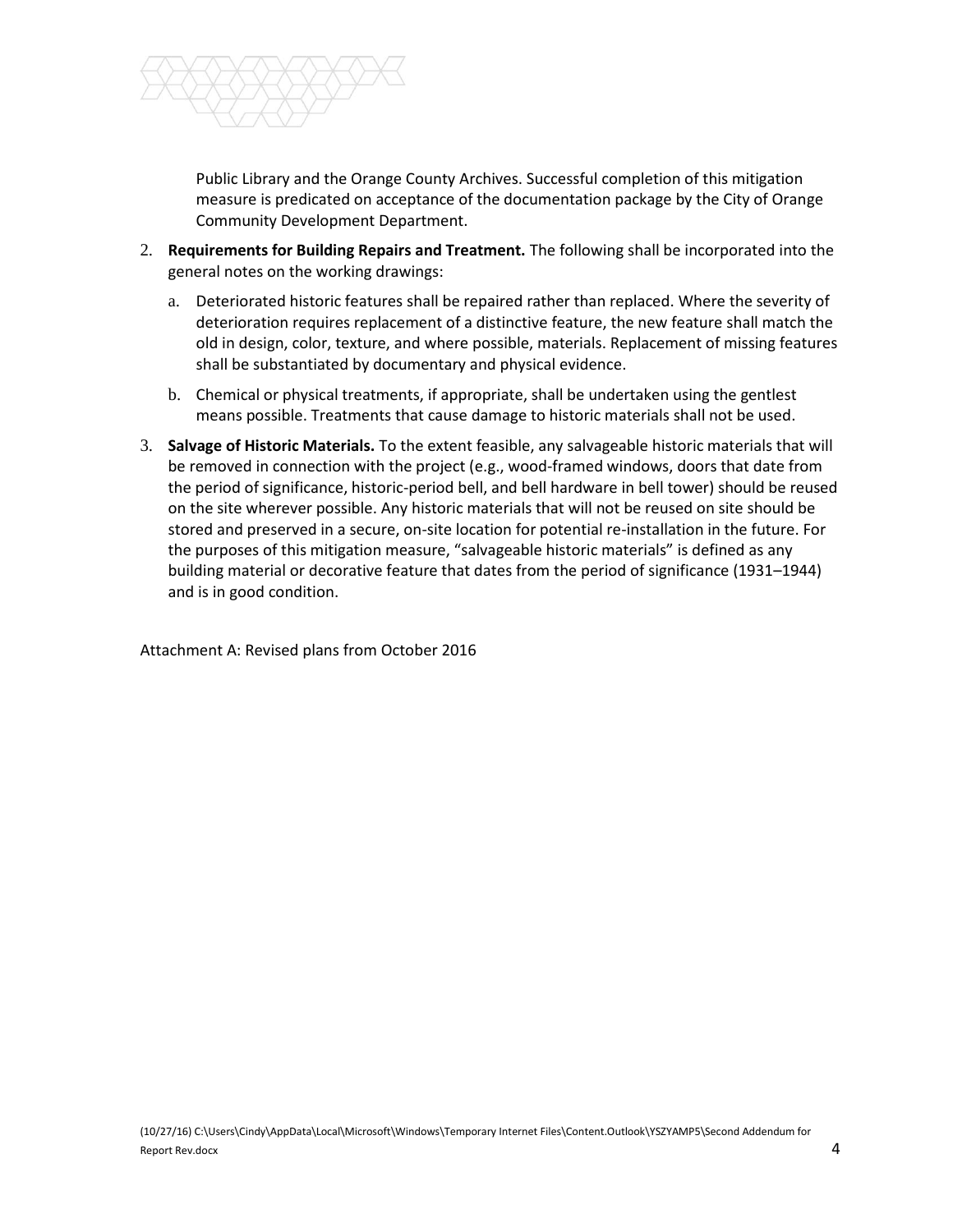Public Library and the Orange County Archives. Successful completion of this mitigation measure is predicated on acceptance of the documentation package by the City of Orange Community Development Department.

2. **Requirements for Building Repairs and Treatment.** The following shall be incorporated into the general notes on the working drawings:

   a. Deteriorated historic features shall be repaired rather than replaced. Where the severity of deterioration requires replacement of a distinctive feature, the new feature shall match the old in design, color, texture, and where possible, materials. Replacement of missing features shall be substantiated by documentary and physical evidence.

   b. Chemical or physical treatments, if appropriate, shall be undertaken using the gentlest means possible. Treatments that cause damage to historic materials shall not be used.

3. **Salvage of Historic Materials.** To the extent feasible, any salvageable historic materials that will be removed in connection with the project (e.g., wood-framed windows, doors that date from the period of significance, historic-period bell, and bell hardware in bell tower) should be reused on the site wherever possible. Any historic materials that will not be reused on site should be stored and preserved in a secure, on-site location for potential re-installation in the future. For the purposes of this mitigation measure, "salvageable historic materials" is defined as any building material or decorative feature that dates from the period of significance (1931–1944) and is in good condition.

Attachment A: Revised plans from October 2016